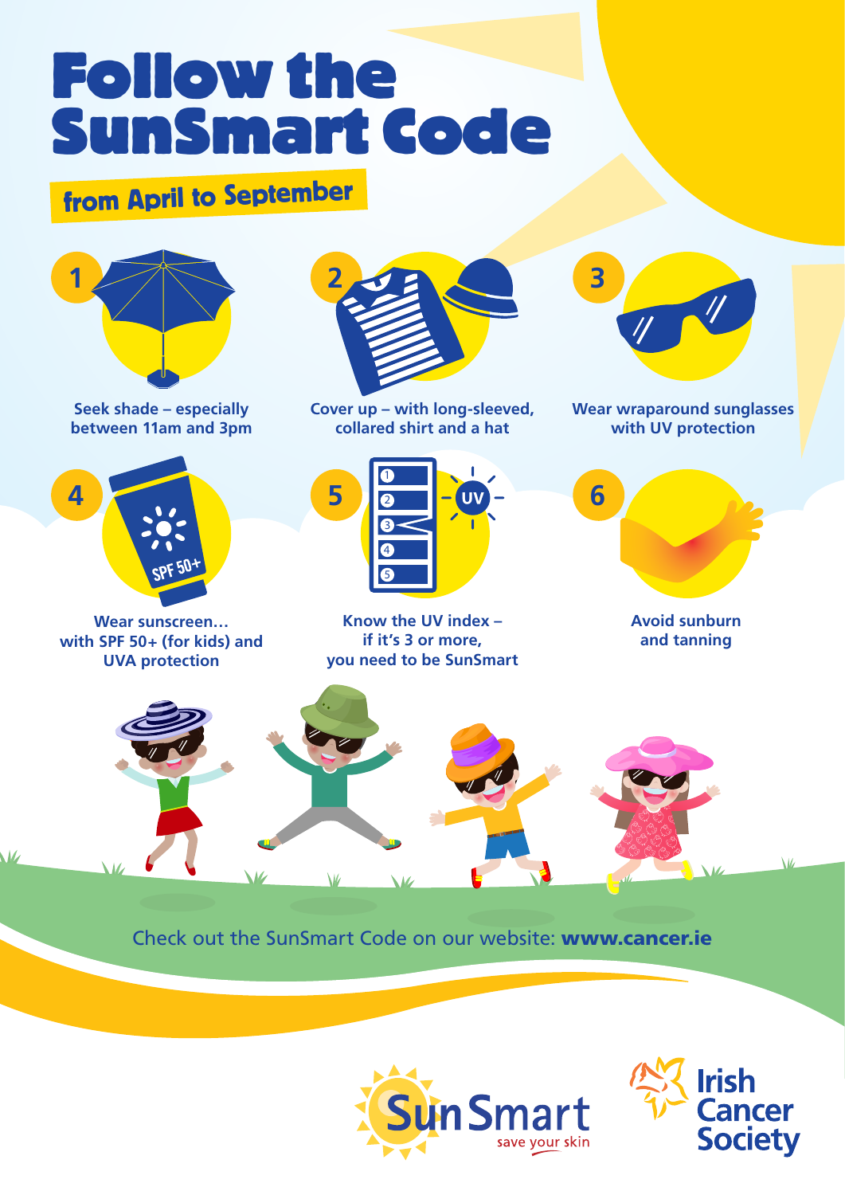# Follow the SunSmart Code

## from April to September

1. Seek shade – especially between 11am and 3pm
2. Cover up – with long-sleeved, collared shirt and a hat
3. Wear wraparound sunglasses with UV protection
4. Wear sunscreen… with SPF 50+ (for kids) and UVA protection
5. Know the UV index – if it's 3 or more, you need to be SunSmart
6. Avoid sunburn and tanning

Check out the SunSmart Code on our website: **www.cancer.ie**

SunSmart save your skin

Irish Cancer Society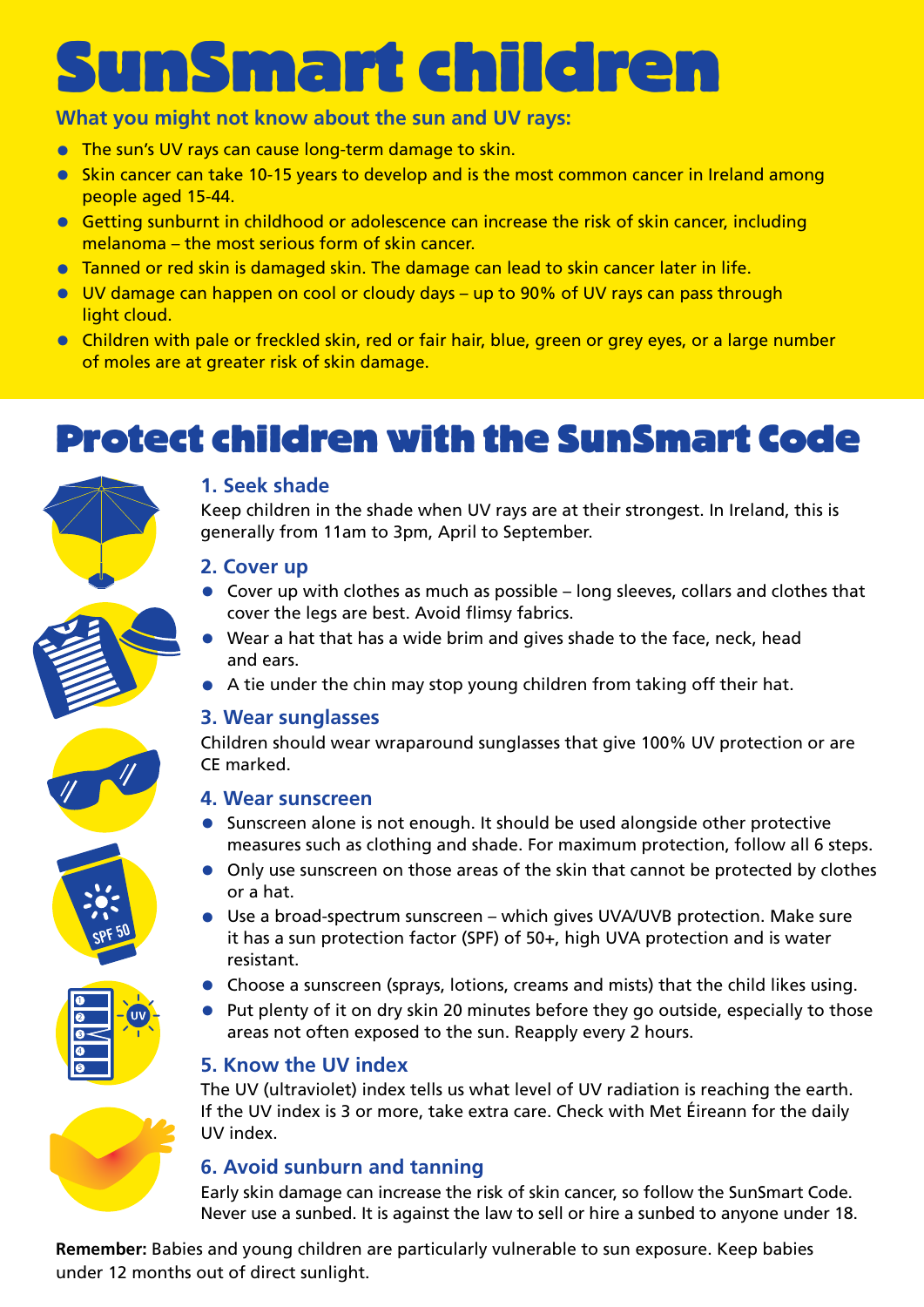# SunSmart children

**What you might not know about the sun and UV rays:**

- The sun's UV rays can cause long-term damage to skin.
- Skin cancer can take 10-15 years to develop and is the most common cancer in Ireland among people aged 15-44.
- Getting sunburnt in childhood or adolescence can increase the risk of skin cancer, including melanoma – the most serious form of skin cancer.
- Tanned or red skin is damaged skin. The damage can lead to skin cancer later in life.
- UV damage can happen on cool or cloudy days – up to 90% of UV rays can pass through light cloud.
- Children with pale or freckled skin, red or fair hair, blue, green or grey eyes, or a large number of moles are at greater risk of skin damage.

# Protect children with the SunSmart Code

### 1. Seek shade

Keep children in the shade when UV rays are at their strongest. In Ireland, this is generally from 11am to 3pm, April to September.

### 2. Cover up

- Cover up with clothes as much as possible – long sleeves, collars and clothes that cover the legs are best. Avoid flimsy fabrics.
- Wear a hat that has a wide brim and gives shade to the face, neck, head and ears.
- A tie under the chin may stop young children from taking off their hat.

### 3. Wear sunglasses

Children should wear wraparound sunglasses that give 100% UV protection or are CE marked.

### 4. Wear sunscreen

- Sunscreen alone is not enough. It should be used alongside other protective measures such as clothing and shade. For maximum protection, follow all 6 steps.
- Only use sunscreen on those areas of the skin that cannot be protected by clothes or a hat.
- Use a broad-spectrum sunscreen – which gives UVA/UVB protection. Make sure it has a sun protection factor (SPF) of 50+, high UVA protection and is water resistant.
- Choose a sunscreen (sprays, lotions, creams and mists) that the child likes using.
- Put plenty of it on dry skin 20 minutes before they go outside, especially to those areas not often exposed to the sun. Reapply every 2 hours.

### 5. Know the UV index

The UV (ultraviolet) index tells us what level of UV radiation is reaching the earth. If the UV index is 3 or more, take extra care. Check with Met Éireann for the daily UV index.

### 6. Avoid sunburn and tanning

Early skin damage can increase the risk of skin cancer, so follow the SunSmart Code. Never use a sunbed. It is against the law to sell or hire a sunbed to anyone under 18.

**Remember:** Babies and young children are particularly vulnerable to sun exposure. Keep babies under 12 months out of direct sunlight.